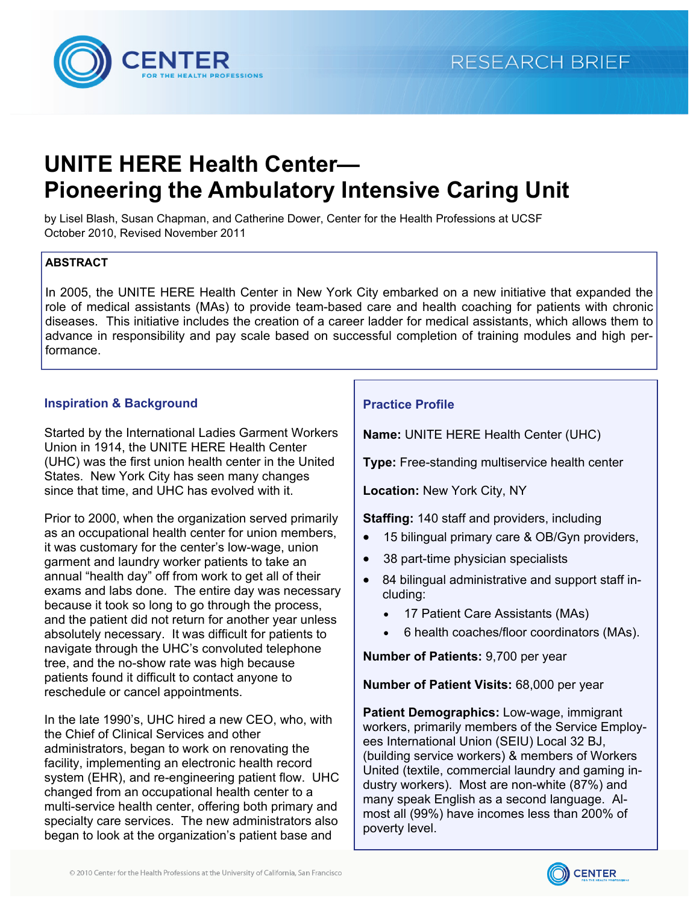RESEARCH BRIEF

# UNITE HERE Health Center—Pioneering the Ambulatory Intensive Caring Unit

by Lisel Blash, Susan Chapman, and Catherine Dower, Center for the Health Professions at UCSF
October 2010, Revised November 2011

**ABSTRACT**

In 2005, the UNITE HERE Health Center in New York City embarked on a new initiative that expanded the role of medical assistants (MAs) to provide team-based care and health coaching for patients with chronic diseases. This initiative includes the creation of a career ladder for medical assistants, which allows them to advance in responsibility and pay scale based on successful completion of training modules and high performance.

## Inspiration & Background

Started by the International Ladies Garment Workers Union in 1914, the UNITE HERE Health Center (UHC) was the first union health center in the United States. New York City has seen many changes since that time, and UHC has evolved with it.

Prior to 2000, when the organization served primarily as an occupational health center for union members, it was customary for the center's low-wage, union garment and laundry worker patients to take an annual "health day" off from work to get all of their exams and labs done. The entire day was necessary because it took so long to go through the process, and the patient did not return for another year unless absolutely necessary. It was difficult for patients to navigate through the UHC's convoluted telephone tree, and the no-show rate was high because patients found it difficult to contact anyone to reschedule or cancel appointments.

In the late 1990's, UHC hired a new CEO, who, with the Chief of Clinical Services and other administrators, began to work on renovating the facility, implementing an electronic health record system (EHR), and re-engineering patient flow. UHC changed from an occupational health center to a multi-service health center, offering both primary and specialty care services. The new administrators also began to look at the organization's patient base and

## Practice Profile

**Name:** UNITE HERE Health Center (UHC)

**Type:** Free-standing multiservice health center

**Location:** New York City, NY

**Staffing:** 140 staff and providers, including

- 15 bilingual primary care & OB/Gyn providers,
- 38 part-time physician specialists
- 84 bilingual administrative and support staff including:
  - 17 Patient Care Assistants (MAs)
  - 6 health coaches/floor coordinators (MAs).

**Number of Patients:** 9,700 per year

**Number of Patient Visits:** 68,000 per year

**Patient Demographics:** Low-wage, immigrant workers, primarily members of the Service Employees International Union (SEIU) Local 32 BJ, (building service workers) & members of Workers United (textile, commercial laundry and gaming industry workers). Most are non-white (87%) and many speak English as a second language. Almost all (99%) have incomes less than 200% of poverty level.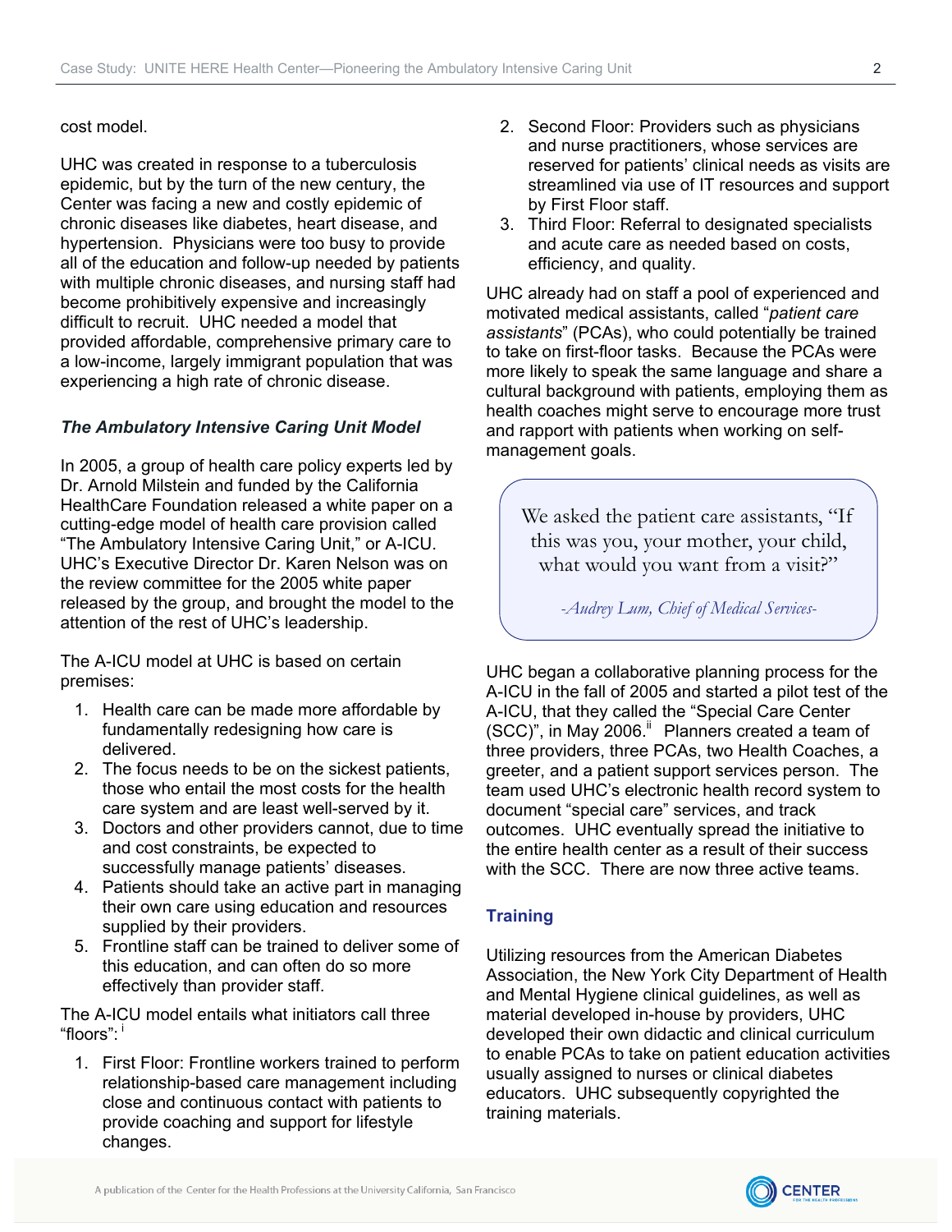cost model.

UHC was created in response to a tuberculosis epidemic, but by the turn of the new century, the Center was facing a new and costly epidemic of chronic diseases like diabetes, heart disease, and hypertension. Physicians were too busy to provide all of the education and follow-up needed by patients with multiple chronic diseases, and nursing staff had become prohibitively expensive and increasingly difficult to recruit. UHC needed a model that provided affordable, comprehensive primary care to a low-income, largely immigrant population that was experiencing a high rate of chronic disease.

### *The Ambulatory Intensive Caring Unit Model*

In 2005, a group of health care policy experts led by Dr. Arnold Milstein and funded by the California HealthCare Foundation released a white paper on a cutting-edge model of health care provision called "The Ambulatory Intensive Caring Unit," or A-ICU. UHC's Executive Director Dr. Karen Nelson was on the review committee for the 2005 white paper released by the group, and brought the model to the attention of the rest of UHC's leadership.

The A-ICU model at UHC is based on certain premises:

1. Health care can be made more affordable by fundamentally redesigning how care is delivered.
2. The focus needs to be on the sickest patients, those who entail the most costs for the health care system and are least well-served by it.
3. Doctors and other providers cannot, due to time and cost constraints, be expected to successfully manage patients' diseases.
4. Patients should take an active part in managing their own care using education and resources supplied by their providers.
5. Frontline staff can be trained to deliver some of this education, and can often do so more effectively than provider staff.

The A-ICU model entails what initiators call three "floors":[i]

1. First Floor: Frontline workers trained to perform relationship-based care management including close and continuous contact with patients to provide coaching and support for lifestyle changes.
2. Second Floor: Providers such as physicians and nurse practitioners, whose services are reserved for patients' clinical needs as visits are streamlined via use of IT resources and support by First Floor staff.
3. Third Floor: Referral to designated specialists and acute care as needed based on costs, efficiency, and quality.

UHC already had on staff a pool of experienced and motivated medical assistants, called "*patient care assistants*" (PCAs), who could potentially be trained to take on first-floor tasks. Because the PCAs were more likely to speak the same language and share a cultural background with patients, employing them as health coaches might serve to encourage more trust and rapport with patients when working on self-management goals.

> We asked the patient care assistants, "If this was you, your mother, your child, what would you want from a visit?"
>
> *-Audrey Lum, Chief of Medical Services-*

UHC began a collaborative planning process for the A-ICU in the fall of 2005 and started a pilot test of the A-ICU, that they called the "Special Care Center (SCC)", in May 2006.[ii] Planners created a team of three providers, three PCAs, two Health Coaches, a greeter, and a patient support services person. The team used UHC's electronic health record system to document "special care" services, and track outcomes. UHC eventually spread the initiative to the entire health center as a result of their success with the SCC. There are now three active teams.

## Training

Utilizing resources from the American Diabetes Association, the New York City Department of Health and Mental Hygiene clinical guidelines, as well as material developed in-house by providers, UHC developed their own didactic and clinical curriculum to enable PCAs to take on patient education activities usually assigned to nurses or clinical diabetes educators. UHC subsequently copyrighted the training materials.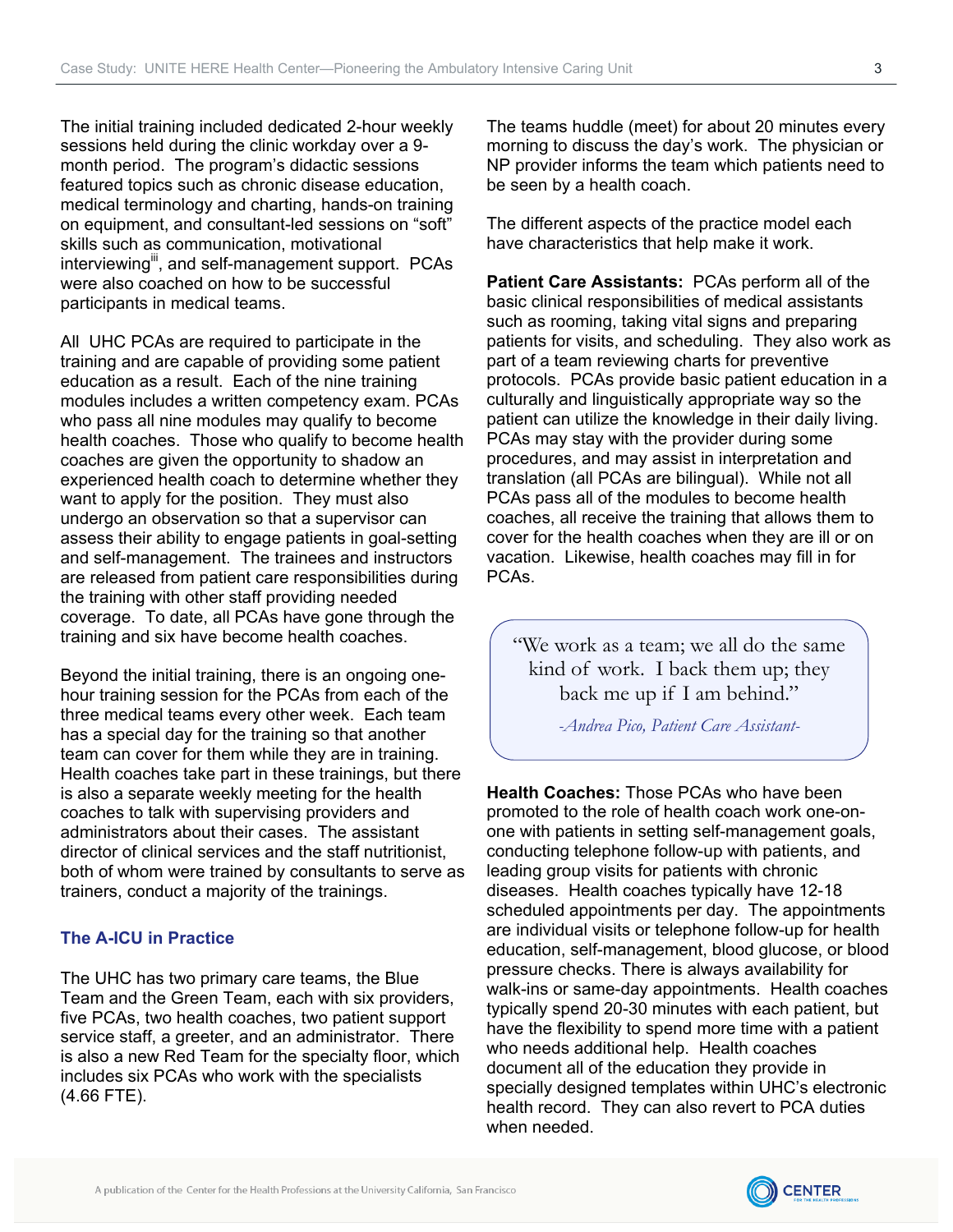The initial training included dedicated 2-hour weekly sessions held during the clinic workday over a 9-month period. The program's didactic sessions featured topics such as chronic disease education, medical terminology and charting, hands-on training on equipment, and consultant-led sessions on "soft" skills such as communication, motivational interviewing[iii], and self-management support. PCAs were also coached on how to be successful participants in medical teams.

All UHC PCAs are required to participate in the training and are capable of providing some patient education as a result. Each of the nine training modules includes a written competency exam. PCAs who pass all nine modules may qualify to become health coaches. Those who qualify to become health coaches are given the opportunity to shadow an experienced health coach to determine whether they want to apply for the position. They must also undergo an observation so that a supervisor can assess their ability to engage patients in goal-setting and self-management. The trainees and instructors are released from patient care responsibilities during the training with other staff providing needed coverage. To date, all PCAs have gone through the training and six have become health coaches.

Beyond the initial training, there is an ongoing one-hour training session for the PCAs from each of the three medical teams every other week. Each team has a special day for the training so that another team can cover for them while they are in training. Health coaches take part in these trainings, but there is also a separate weekly meeting for the health coaches to talk with supervising providers and administrators about their cases. The assistant director of clinical services and the staff nutritionist, both of whom were trained by consultants to serve as trainers, conduct a majority of the trainings.

## The A-ICU in Practice

The UHC has two primary care teams, the Blue Team and the Green Team, each with six providers, five PCAs, two health coaches, two patient support service staff, a greeter, and an administrator. There is also a new Red Team for the specialty floor, which includes six PCAs who work with the specialists (4.66 FTE).

The teams huddle (meet) for about 20 minutes every morning to discuss the day's work. The physician or NP provider informs the team which patients need to be seen by a health coach.

The different aspects of the practice model each have characteristics that help make it work.

**Patient Care Assistants:** PCAs perform all of the basic clinical responsibilities of medical assistants such as rooming, taking vital signs and preparing patients for visits, and scheduling. They also work as part of a team reviewing charts for preventive protocols. PCAs provide basic patient education in a culturally and linguistically appropriate way so the patient can utilize the knowledge in their daily living. PCAs may stay with the provider during some procedures, and may assist in interpretation and translation (all PCAs are bilingual). While not all PCAs pass all of the modules to become health coaches, all receive the training that allows them to cover for the health coaches when they are ill or on vacation. Likewise, health coaches may fill in for PCAs.

> "We work as a team; we all do the same kind of work. I back them up; they back me up if I am behind."
>
> *-Andrea Pico, Patient Care Assistant-*

**Health Coaches:** Those PCAs who have been promoted to the role of health coach work one-on-one with patients in setting self-management goals, conducting telephone follow-up with patients, and leading group visits for patients with chronic diseases. Health coaches typically have 12-18 scheduled appointments per day. The appointments are individual visits or telephone follow-up for health education, self-management, blood glucose, or blood pressure checks. There is always availability for walk-ins or same-day appointments. Health coaches typically spend 20-30 minutes with each patient, but have the flexibility to spend more time with a patient who needs additional help. Health coaches document all of the education they provide in specially designed templates within UHC's electronic health record. They can also revert to PCA duties when needed.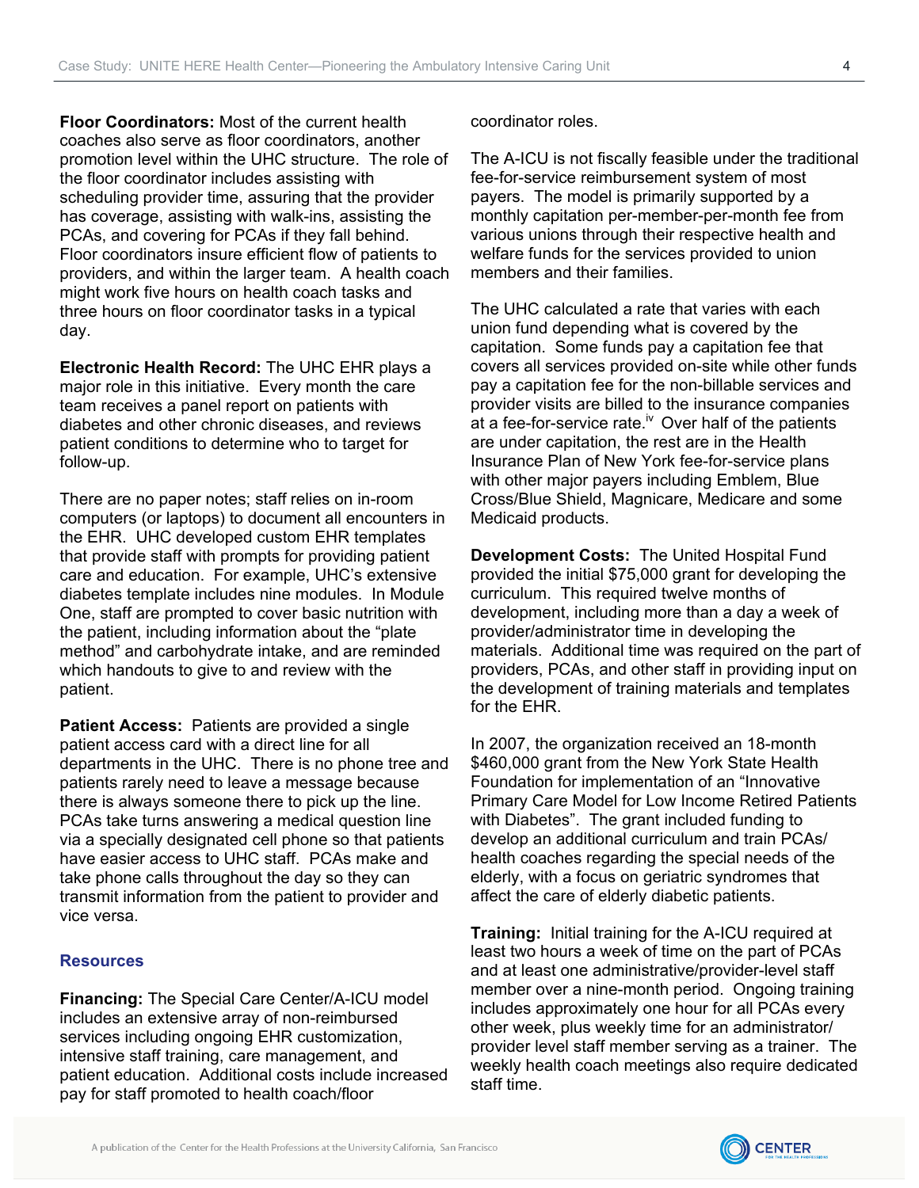**Floor Coordinators:** Most of the current health coaches also serve as floor coordinators, another promotion level within the UHC structure. The role of the floor coordinator includes assisting with scheduling provider time, assuring that the provider has coverage, assisting with walk-ins, assisting the PCAs, and covering for PCAs if they fall behind. Floor coordinators insure efficient flow of patients to providers, and within the larger team. A health coach might work five hours on health coach tasks and three hours on floor coordinator tasks in a typical day.

**Electronic Health Record:** The UHC EHR plays a major role in this initiative. Every month the care team receives a panel report on patients with diabetes and other chronic diseases, and reviews patient conditions to determine who to target for follow-up.

There are no paper notes; staff relies on in-room computers (or laptops) to document all encounters in the EHR. UHC developed custom EHR templates that provide staff with prompts for providing patient care and education. For example, UHC's extensive diabetes template includes nine modules. In Module One, staff are prompted to cover basic nutrition with the patient, including information about the "plate method" and carbohydrate intake, and are reminded which handouts to give to and review with the patient.

**Patient Access:** Patients are provided a single patient access card with a direct line for all departments in the UHC. There is no phone tree and patients rarely need to leave a message because there is always someone there to pick up the line. PCAs take turns answering a medical question line via a specially designated cell phone so that patients have easier access to UHC staff. PCAs make and take phone calls throughout the day so they can transmit information from the patient to provider and vice versa.

## Resources

**Financing:** The Special Care Center/A-ICU model includes an extensive array of non-reimbursed services including ongoing EHR customization, intensive staff training, care management, and patient education. Additional costs include increased pay for staff promoted to health coach/floor coordinator roles.

The A-ICU is not fiscally feasible under the traditional fee-for-service reimbursement system of most payers. The model is primarily supported by a monthly capitation per-member-per-month fee from various unions through their respective health and welfare funds for the services provided to union members and their families.

The UHC calculated a rate that varies with each union fund depending what is covered by the capitation. Some funds pay a capitation fee that covers all services provided on-site while other funds pay a capitation fee for the non-billable services and provider visits are billed to the insurance companies at a fee-for-service rate.[iv] Over half of the patients are under capitation, the rest are in the Health Insurance Plan of New York fee-for-service plans with other major payers including Emblem, Blue Cross/Blue Shield, Magnicare, Medicare and some Medicaid products.

**Development Costs:** The United Hospital Fund provided the initial $75,000 grant for developing the curriculum. This required twelve months of development, including more than a day a week of provider/administrator time in developing the materials. Additional time was required on the part of providers, PCAs, and other staff in providing input on the development of training materials and templates for the EHR.

In 2007, the organization received an 18-month $460,000 grant from the New York State Health Foundation for implementation of an "Innovative Primary Care Model for Low Income Retired Patients with Diabetes". The grant included funding to develop an additional curriculum and train PCAs/ health coaches regarding the special needs of the elderly, with a focus on geriatric syndromes that affect the care of elderly diabetic patients.

**Training:** Initial training for the A-ICU required at least two hours a week of time on the part of PCAs and at least one administrative/provider-level staff member over a nine-month period. Ongoing training includes approximately one hour for all PCAs every other week, plus weekly time for an administrator/ provider level staff member serving as a trainer. The weekly health coach meetings also require dedicated staff time.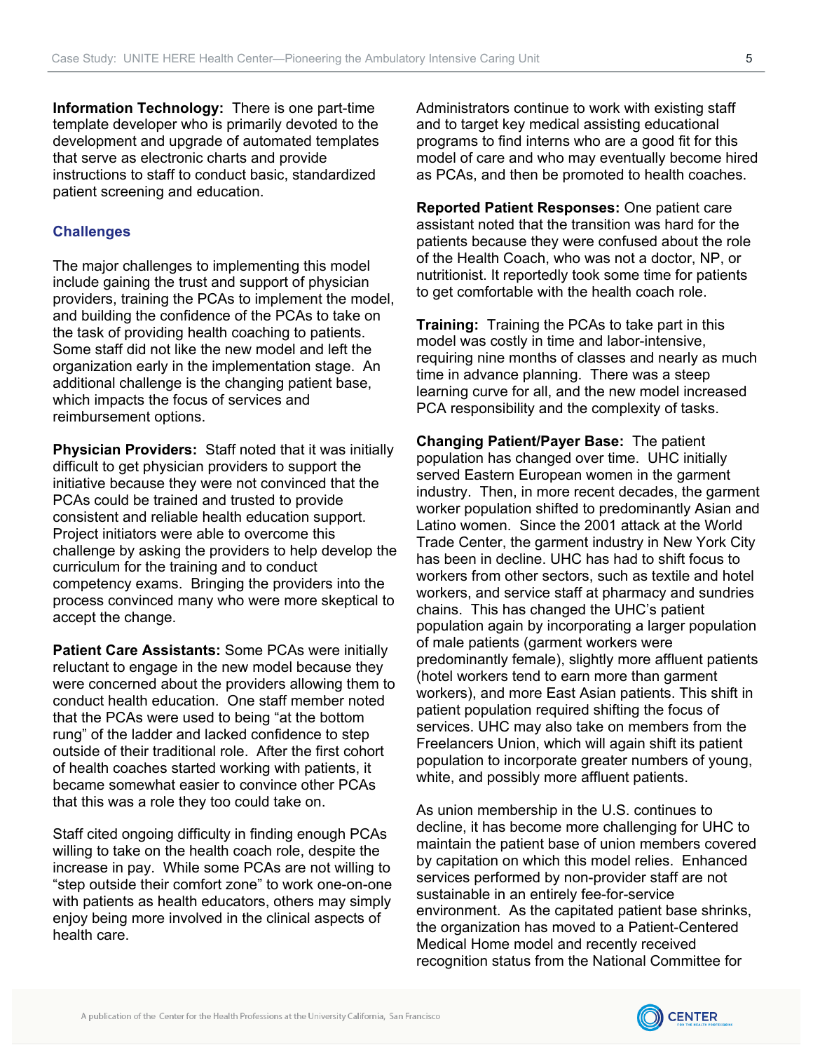**Information Technology:** There is one part-time template developer who is primarily devoted to the development and upgrade of automated templates that serve as electronic charts and provide instructions to staff to conduct basic, standardized patient screening and education.

## Challenges

The major challenges to implementing this model include gaining the trust and support of physician providers, training the PCAs to implement the model, and building the confidence of the PCAs to take on the task of providing health coaching to patients. Some staff did not like the new model and left the organization early in the implementation stage. An additional challenge is the changing patient base, which impacts the focus of services and reimbursement options.

**Physician Providers:** Staff noted that it was initially difficult to get physician providers to support the initiative because they were not convinced that the PCAs could be trained and trusted to provide consistent and reliable health education support. Project initiators were able to overcome this challenge by asking the providers to help develop the curriculum for the training and to conduct competency exams. Bringing the providers into the process convinced many who were more skeptical to accept the change.

**Patient Care Assistants:** Some PCAs were initially reluctant to engage in the new model because they were concerned about the providers allowing them to conduct health education. One staff member noted that the PCAs were used to being "at the bottom rung" of the ladder and lacked confidence to step outside of their traditional role. After the first cohort of health coaches started working with patients, it became somewhat easier to convince other PCAs that this was a role they too could take on.

Staff cited ongoing difficulty in finding enough PCAs willing to take on the health coach role, despite the increase in pay. While some PCAs are not willing to "step outside their comfort zone" to work one-on-one with patients as health educators, others may simply enjoy being more involved in the clinical aspects of health care.

Administrators continue to work with existing staff and to target key medical assisting educational programs to find interns who are a good fit for this model of care and who may eventually become hired as PCAs, and then be promoted to health coaches.

**Reported Patient Responses:** One patient care assistant noted that the transition was hard for the patients because they were confused about the role of the Health Coach, who was not a doctor, NP, or nutritionist. It reportedly took some time for patients to get comfortable with the health coach role.

**Training:** Training the PCAs to take part in this model was costly in time and labor-intensive, requiring nine months of classes and nearly as much time in advance planning. There was a steep learning curve for all, and the new model increased PCA responsibility and the complexity of tasks.

**Changing Patient/Payer Base:** The patient population has changed over time. UHC initially served Eastern European women in the garment industry. Then, in more recent decades, the garment worker population shifted to predominantly Asian and Latino women. Since the 2001 attack at the World Trade Center, the garment industry in New York City has been in decline. UHC has had to shift focus to workers from other sectors, such as textile and hotel workers, and service staff at pharmacy and sundries chains. This has changed the UHC's patient population again by incorporating a larger population of male patients (garment workers were predominantly female), slightly more affluent patients (hotel workers tend to earn more than garment workers), and more East Asian patients. This shift in patient population required shifting the focus of services. UHC may also take on members from the Freelancers Union, which will again shift its patient population to incorporate greater numbers of young, white, and possibly more affluent patients.

As union membership in the U.S. continues to decline, it has become more challenging for UHC to maintain the patient base of union members covered by capitation on which this model relies. Enhanced services performed by non-provider staff are not sustainable in an entirely fee-for-service environment. As the capitated patient base shrinks, the organization has moved to a Patient-Centered Medical Home model and recently received recognition status from the National Committee for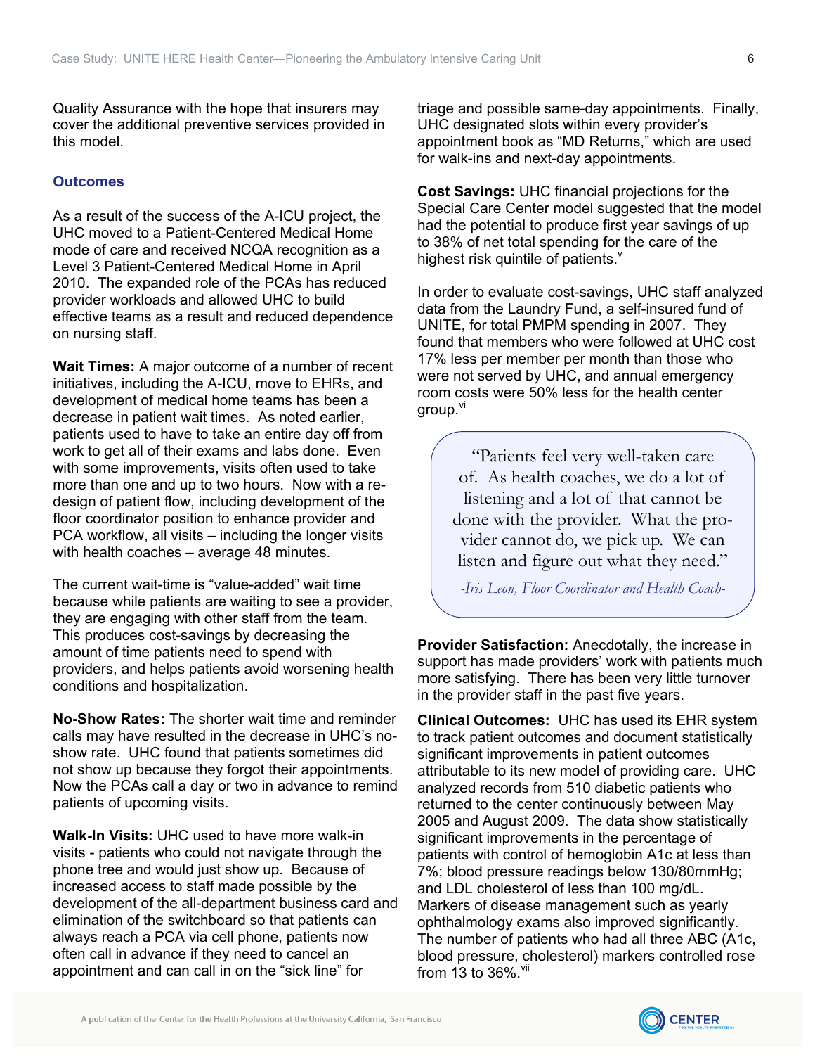Quality Assurance with the hope that insurers may cover the additional preventive services provided in this model.

## Outcomes

As a result of the success of the A-ICU project, the UHC moved to a Patient-Centered Medical Home mode of care and received NCQA recognition as a Level 3 Patient-Centered Medical Home in April 2010. The expanded role of the PCAs has reduced provider workloads and allowed UHC to build effective teams as a result and reduced dependence on nursing staff.

**Wait Times:** A major outcome of a number of recent initiatives, including the A-ICU, move to EHRs, and development of medical home teams has been a decrease in patient wait times. As noted earlier, patients used to have to take an entire day off from work to get all of their exams and labs done. Even with some improvements, visits often used to take more than one and up to two hours. Now with a re-design of patient flow, including development of the floor coordinator position to enhance provider and PCA workflow, all visits – including the longer visits with health coaches – average 48 minutes.

The current wait-time is "value-added" wait time because while patients are waiting to see a provider, they are engaging with other staff from the team. This produces cost-savings by decreasing the amount of time patients need to spend with providers, and helps patients avoid worsening health conditions and hospitalization.

**No-Show Rates:** The shorter wait time and reminder calls may have resulted in the decrease in UHC's no-show rate. UHC found that patients sometimes did not show up because they forgot their appointments. Now the PCAs call a day or two in advance to remind patients of upcoming visits.

**Walk-In Visits:** UHC used to have more walk-in visits - patients who could not navigate through the phone tree and would just show up. Because of increased access to staff made possible by the development of the all-department business card and elimination of the switchboard so that patients can always reach a PCA via cell phone, patients now often call in advance if they need to cancel an appointment and can call in on the "sick line" for triage and possible same-day appointments. Finally, UHC designated slots within every provider's appointment book as "MD Returns," which are used for walk-ins and next-day appointments.

**Cost Savings:** UHC financial projections for the Special Care Center model suggested that the model had the potential to produce first year savings of up to 38% of net total spending for the care of the highest risk quintile of patients.[v]

In order to evaluate cost-savings, UHC staff analyzed data from the Laundry Fund, a self-insured fund of UNITE, for total PMPM spending in 2007. They found that members who were followed at UHC cost 17% less per member per month than those who were not served by UHC, and annual emergency room costs were 50% less for the health center group.[vi]

> "Patients feel very well-taken care of. As health coaches, we do a lot of listening and a lot of that cannot be done with the provider. What the provider cannot do, we pick up. We can listen and figure out what they need."
>
> *-Iris Leon, Floor Coordinator and Health Coach-*

**Provider Satisfaction:** Anecdotally, the increase in support has made providers' work with patients much more satisfying. There has been very little turnover in the provider staff in the past five years.

**Clinical Outcomes:** UHC has used its EHR system to track patient outcomes and document statistically significant improvements in patient outcomes attributable to its new model of providing care. UHC analyzed records from 510 diabetic patients who returned to the center continuously between May 2005 and August 2009. The data show statistically significant improvements in the percentage of patients with control of hemoglobin A1c at less than 7%; blood pressure readings below 130/80mmHg; and LDL cholesterol of less than 100 mg/dL. Markers of disease management such as yearly ophthalmology exams also improved significantly. The number of patients who had all three ABC (A1c, blood pressure, cholesterol) markers controlled rose from 13 to 36%.[vii]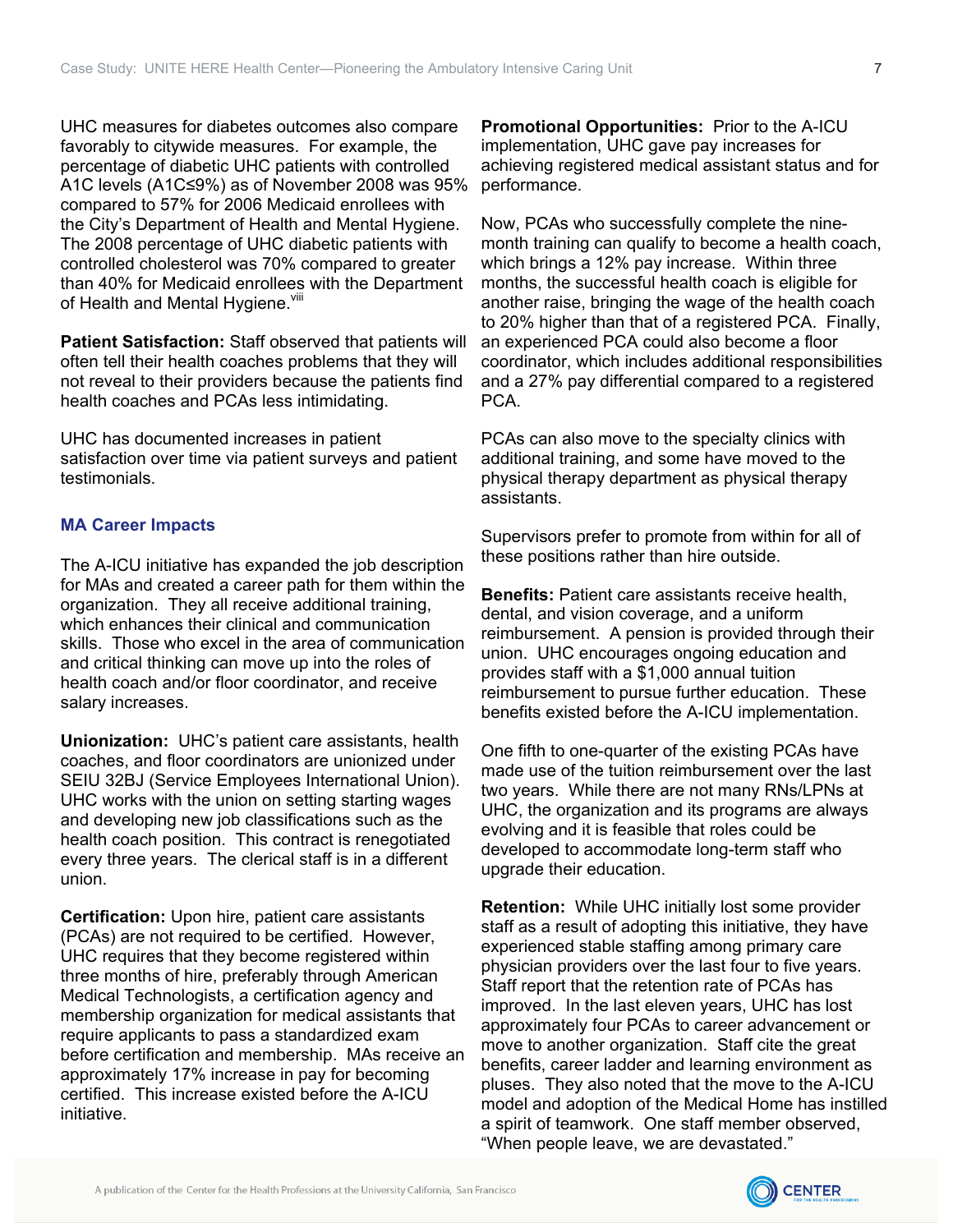UHC measures for diabetes outcomes also compare favorably to citywide measures. For example, the percentage of diabetic UHC patients with controlled A1C levels (A1C≤9%) as of November 2008 was 95% compared to 57% for 2006 Medicaid enrollees with the City's Department of Health and Mental Hygiene. The 2008 percentage of UHC diabetic patients with controlled cholesterol was 70% compared to greater than 40% for Medicaid enrollees with the Department of Health and Mental Hygiene.[viii]

**Patient Satisfaction:** Staff observed that patients will often tell their health coaches problems that they will not reveal to their providers because the patients find health coaches and PCAs less intimidating.

UHC has documented increases in patient satisfaction over time via patient surveys and patient testimonials.

### MA Career Impacts

The A-ICU initiative has expanded the job description for MAs and created a career path for them within the organization. They all receive additional training, which enhances their clinical and communication skills. Those who excel in the area of communication and critical thinking can move up into the roles of health coach and/or floor coordinator, and receive salary increases.

**Unionization:** UHC's patient care assistants, health coaches, and floor coordinators are unionized under SEIU 32BJ (Service Employees International Union). UHC works with the union on setting starting wages and developing new job classifications such as the health coach position. This contract is renegotiated every three years. The clerical staff is in a different union.

**Certification:** Upon hire, patient care assistants (PCAs) are not required to be certified. However, UHC requires that they become registered within three months of hire, preferably through American Medical Technologists, a certification agency and membership organization for medical assistants that require applicants to pass a standardized exam before certification and membership. MAs receive an approximately 17% increase in pay for becoming certified. This increase existed before the A-ICU initiative.

**Promotional Opportunities:** Prior to the A-ICU implementation, UHC gave pay increases for achieving registered medical assistant status and for performance.

Now, PCAs who successfully complete the nine-month training can qualify to become a health coach, which brings a 12% pay increase. Within three months, the successful health coach is eligible for another raise, bringing the wage of the health coach to 20% higher than that of a registered PCA. Finally, an experienced PCA could also become a floor coordinator, which includes additional responsibilities and a 27% pay differential compared to a registered PCA.

PCAs can also move to the specialty clinics with additional training, and some have moved to the physical therapy department as physical therapy assistants.

Supervisors prefer to promote from within for all of these positions rather than hire outside.

**Benefits:** Patient care assistants receive health, dental, and vision coverage, and a uniform reimbursement. A pension is provided through their union. UHC encourages ongoing education and provides staff with a $1,000 annual tuition reimbursement to pursue further education. These benefits existed before the A-ICU implementation.

One fifth to one-quarter of the existing PCAs have made use of the tuition reimbursement over the last two years. While there are not many RNs/LPNs at UHC, the organization and its programs are always evolving and it is feasible that roles could be developed to accommodate long-term staff who upgrade their education.

**Retention:** While UHC initially lost some provider staff as a result of adopting this initiative, they have experienced stable staffing among primary care physician providers over the last four to five years. Staff report that the retention rate of PCAs has improved. In the last eleven years, UHC has lost approximately four PCAs to career advancement or move to another organization. Staff cite the great benefits, career ladder and learning environment as pluses. They also noted that the move to the A-ICU model and adoption of the Medical Home has instilled a spirit of teamwork. One staff member observed, "When people leave, we are devastated."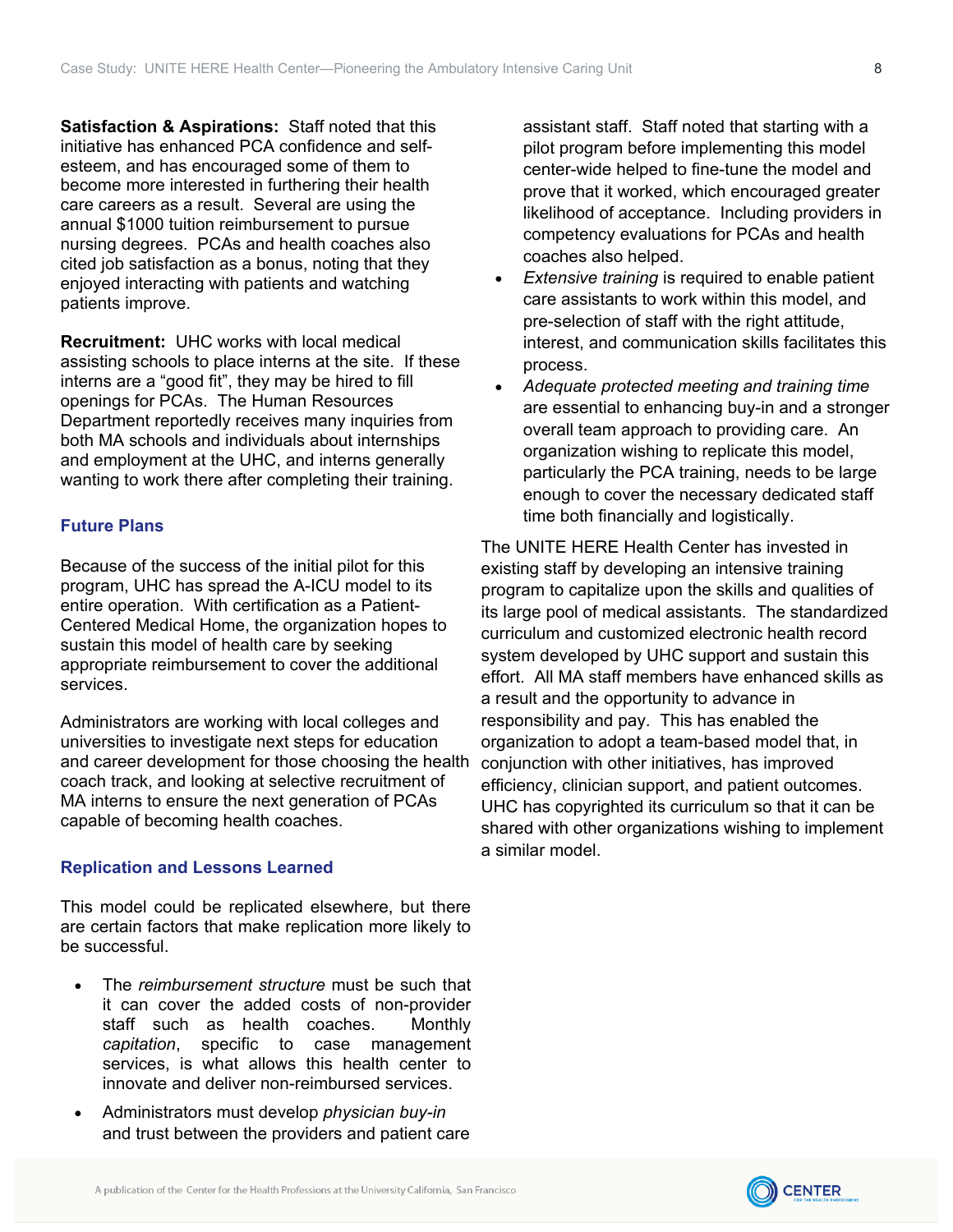**Satisfaction & Aspirations:** Staff noted that this initiative has enhanced PCA confidence and self-esteem, and has encouraged some of them to become more interested in furthering their health care careers as a result. Several are using the annual $1000 tuition reimbursement to pursue nursing degrees. PCAs and health coaches also cited job satisfaction as a bonus, noting that they enjoyed interacting with patients and watching patients improve.

**Recruitment:** UHC works with local medical assisting schools to place interns at the site. If these interns are a "good fit", they may be hired to fill openings for PCAs. The Human Resources Department reportedly receives many inquiries from both MA schools and individuals about internships and employment at the UHC, and interns generally wanting to work there after completing their training.

## Future Plans

Because of the success of the initial pilot for this program, UHC has spread the A-ICU model to its entire operation. With certification as a Patient-Centered Medical Home, the organization hopes to sustain this model of health care by seeking appropriate reimbursement to cover the additional services.

Administrators are working with local colleges and universities to investigate next steps for education and career development for those choosing the health coach track, and looking at selective recruitment of MA interns to ensure the next generation of PCAs capable of becoming health coaches.

## Replication and Lessons Learned

This model could be replicated elsewhere, but there are certain factors that make replication more likely to be successful.

- The *reimbursement structure* must be such that it can cover the added costs of non-provider staff such as health coaches. Monthly *capitation*, specific to case management services, is what allows this health center to innovate and deliver non-reimbursed services.
- Administrators must develop *physician buy-in* and trust between the providers and patient care assistant staff. Staff noted that starting with a pilot program before implementing this model center-wide helped to fine-tune the model and prove that it worked, which encouraged greater likelihood of acceptance. Including providers in competency evaluations for PCAs and health coaches also helped.
- *Extensive training* is required to enable patient care assistants to work within this model, and pre-selection of staff with the right attitude, interest, and communication skills facilitates this process.
- *Adequate protected meeting and training time* are essential to enhancing buy-in and a stronger overall team approach to providing care. An organization wishing to replicate this model, particularly the PCA training, needs to be large enough to cover the necessary dedicated staff time both financially and logistically.

The UNITE HERE Health Center has invested in existing staff by developing an intensive training program to capitalize upon the skills and qualities of its large pool of medical assistants. The standardized curriculum and customized electronic health record system developed by UHC support and sustain this effort. All MA staff members have enhanced skills as a result and the opportunity to advance in responsibility and pay. This has enabled the organization to adopt a team-based model that, in conjunction with other initiatives, has improved efficiency, clinician support, and patient outcomes. UHC has copyrighted its curriculum so that it can be shared with other organizations wishing to implement a similar model.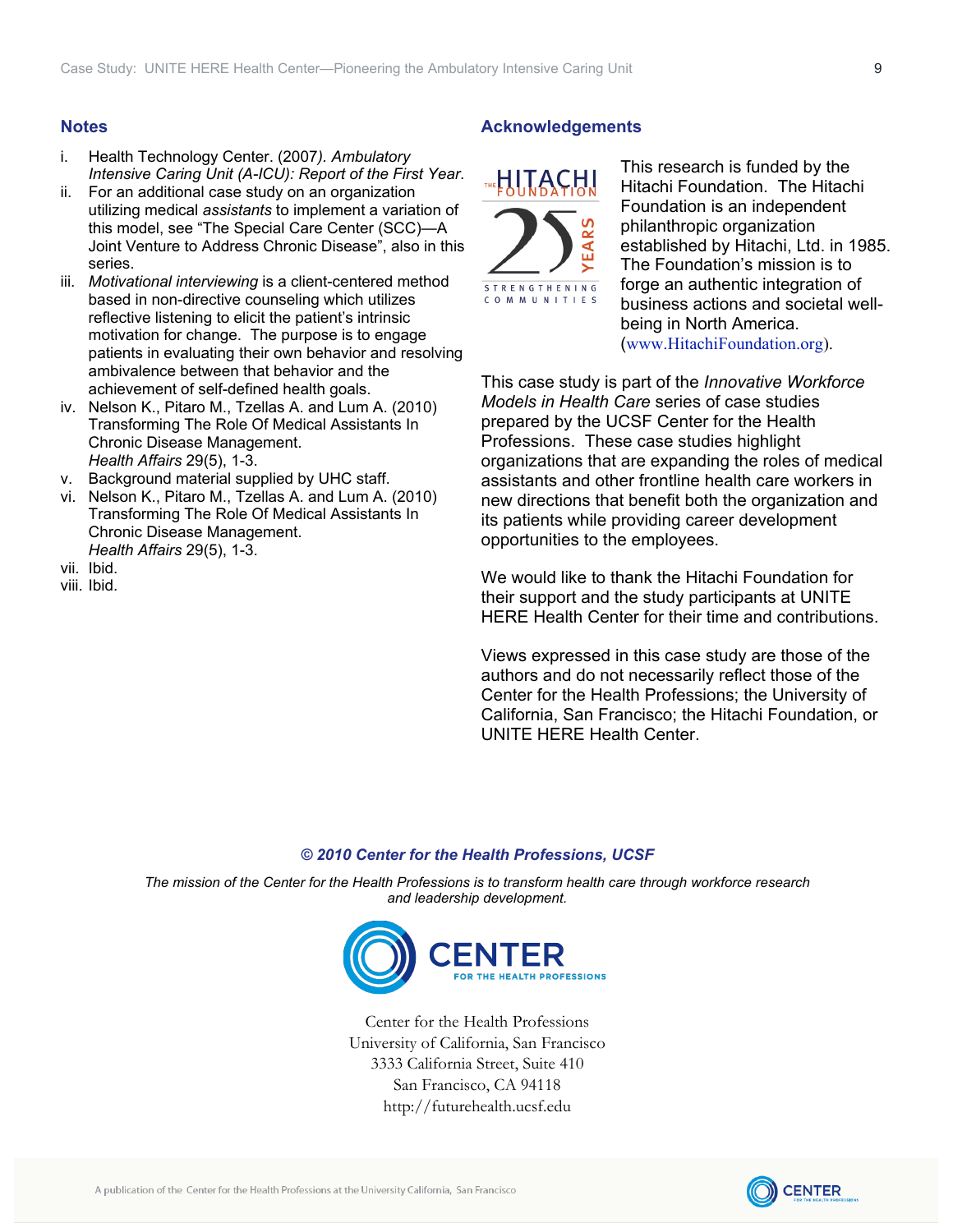## Notes

i. Health Technology Center. (2007). *Ambulatory Intensive Caring Unit (A-ICU): Report of the First Year*.
ii. For an additional case study on an organization utilizing medical *assistants* to implement a variation of this model, see "The Special Care Center (SCC)—A Joint Venture to Address Chronic Disease", also in this series.
iii. *Motivational interviewing* is a client-centered method based in non-directive counseling which utilizes reflective listening to elicit the patient's intrinsic motivation for change. The purpose is to engage patients in evaluating their own behavior and resolving ambivalence between that behavior and the achievement of self-defined health goals.
iv. Nelson K., Pitaro M., Tzellas A. and Lum A. (2010) Transforming The Role Of Medical Assistants In Chronic Disease Management. *Health Affairs* 29(5), 1-3.
v. Background material supplied by UHC staff.
vi. Nelson K., Pitaro M., Tzellas A. and Lum A. (2010) Transforming The Role Of Medical Assistants In Chronic Disease Management. *Health Affairs* 29(5), 1-3.
vii. Ibid.
viii. Ibid.

## Acknowledgements

This research is funded by the Hitachi Foundation. The Hitachi Foundation is an independent philanthropic organization established by Hitachi, Ltd. in 1985. The Foundation's mission is to forge an authentic integration of business actions and societal well-being in North America. (www.HitachiFoundation.org).

This case study is part of the *Innovative Workforce Models in Health Care* series of case studies prepared by the UCSF Center for the Health Professions. These case studies highlight organizations that are expanding the roles of medical assistants and other frontline health care workers in new directions that benefit both the organization and its patients while providing career development opportunities to the employees.

We would like to thank the Hitachi Foundation for their support and the study participants at UNITE HERE Health Center for their time and contributions.

Views expressed in this case study are those of the authors and do not necessarily reflect those of the Center for the Health Professions; the University of California, San Francisco; the Hitachi Foundation, or UNITE HERE Health Center.

***© 2010 Center for the Health Professions, UCSF***

*The mission of the Center for the Health Professions is to transform health care through workforce research and leadership development.*

Center for the Health Professions
University of California, San Francisco
3333 California Street, Suite 410
San Francisco, CA 94118
http://futurehealth.ucsf.edu